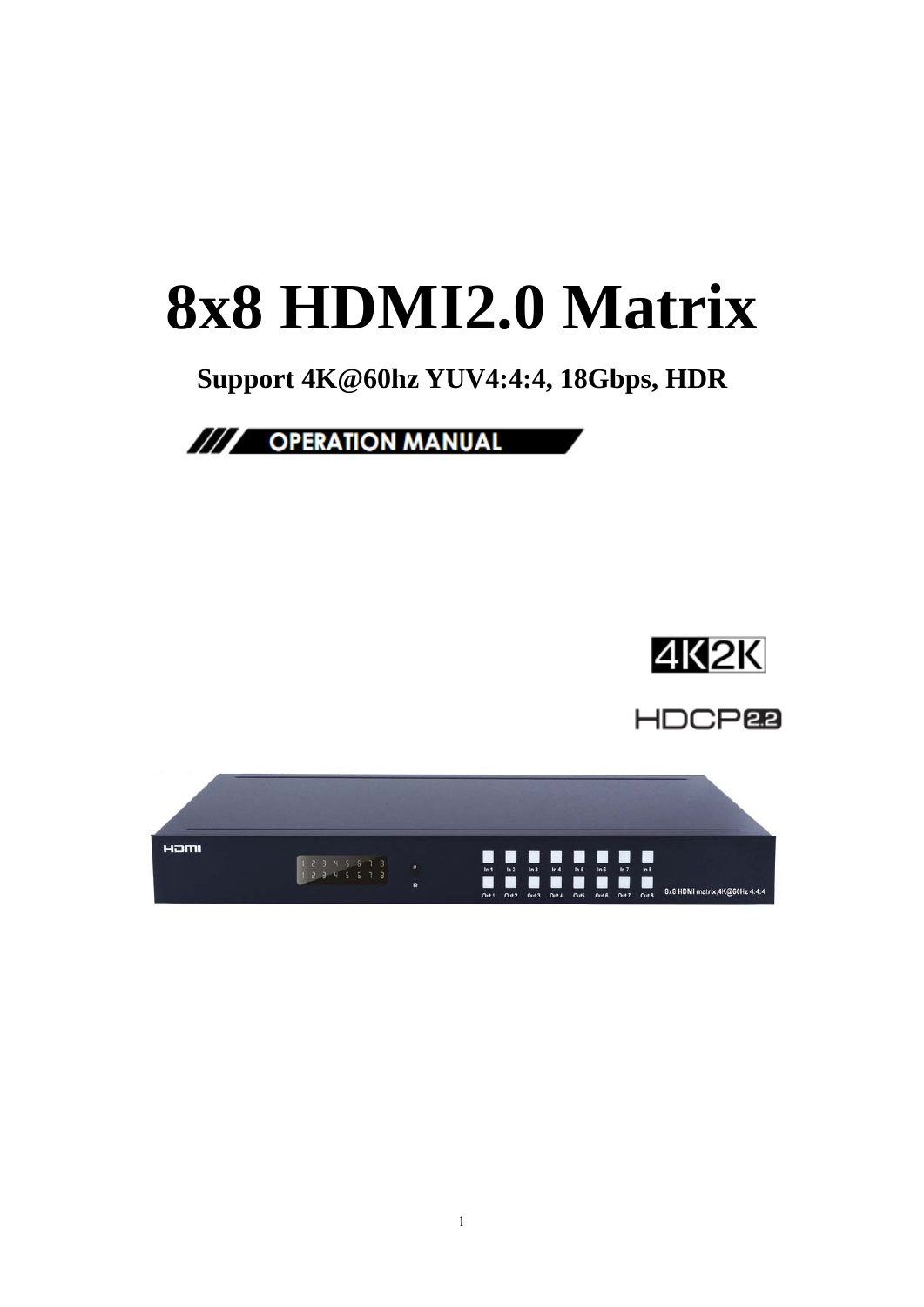# 8x8 HDMI2.0 Matrix

**Support 4K@60hz YUV4:4:4, 18Gbps, HDR**

OPERATION MANUAL

4K2K

HDCP2.2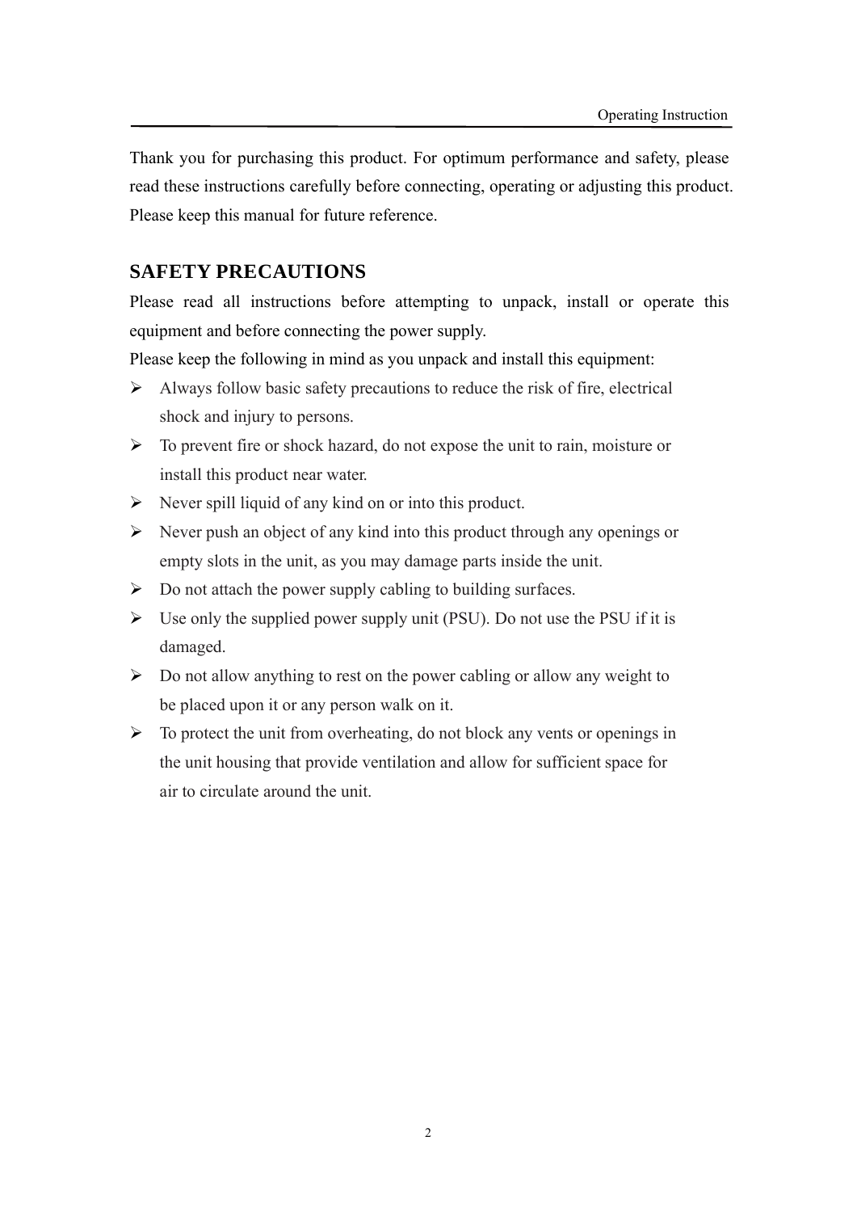Thank you for purchasing this product. For optimum performance and safety, please read these instructions carefully before connecting, operating or adjusting this product. Please keep this manual for future reference.

## SAFETY PRECAUTIONS

Please read all instructions before attempting to unpack, install or operate this equipment and before connecting the power supply.

Please keep the following in mind as you unpack and install this equipment:

- Always follow basic safety precautions to reduce the risk of fire, electrical shock and injury to persons.
- To prevent fire or shock hazard, do not expose the unit to rain, moisture or install this product near water.
- Never spill liquid of any kind on or into this product.
- Never push an object of any kind into this product through any openings or empty slots in the unit, as you may damage parts inside the unit.
- Do not attach the power supply cabling to building surfaces.
- Use only the supplied power supply unit (PSU). Do not use the PSU if it is damaged.
- Do not allow anything to rest on the power cabling or allow any weight to be placed upon it or any person walk on it.
- To protect the unit from overheating, do not block any vents or openings in the unit housing that provide ventilation and allow for sufficient space for air to circulate around the unit.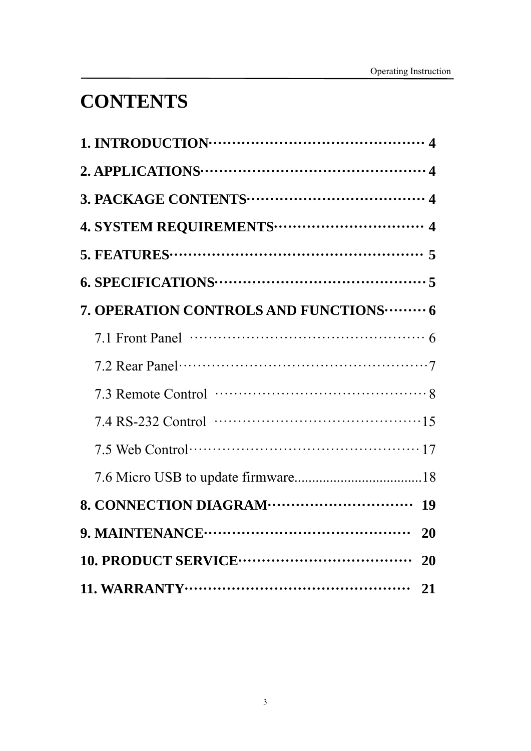# CONTENTS

**1. INTRODUCTION……………………………………………… 4**

**2. APPLICATIONS……………………………………………… 4**

**3. PACKAGE CONTENTS……………………………………… 4**

**4. SYSTEM REQUIREMENTS……………………………… 4**

**5. FEATURES……………………………………………………… 5**

**6. SPECIFICATIONS…………………………………………… 5**

**7. OPERATION CONTROLS AND FUNCTIONS……… 6**

7.1 Front Panel ……………………………………………… 6

7.2 Rear Panel………………………………………………… 7

7.3 Remote Control ………………………………………… 8

7.4 RS-232 Control ………………………………………… 15

7.5 Web Control……………………………………………… 17

7.6 Micro USB to update firmware.................................... 18

**8. CONNECTION DIAGRAM…………………………… 19**

**9. MAINTENANCE………………………………………… 20**

**10. PRODUCT SERVICE………………………………… 20**

**11. WARRANTY……………………………………………… 21**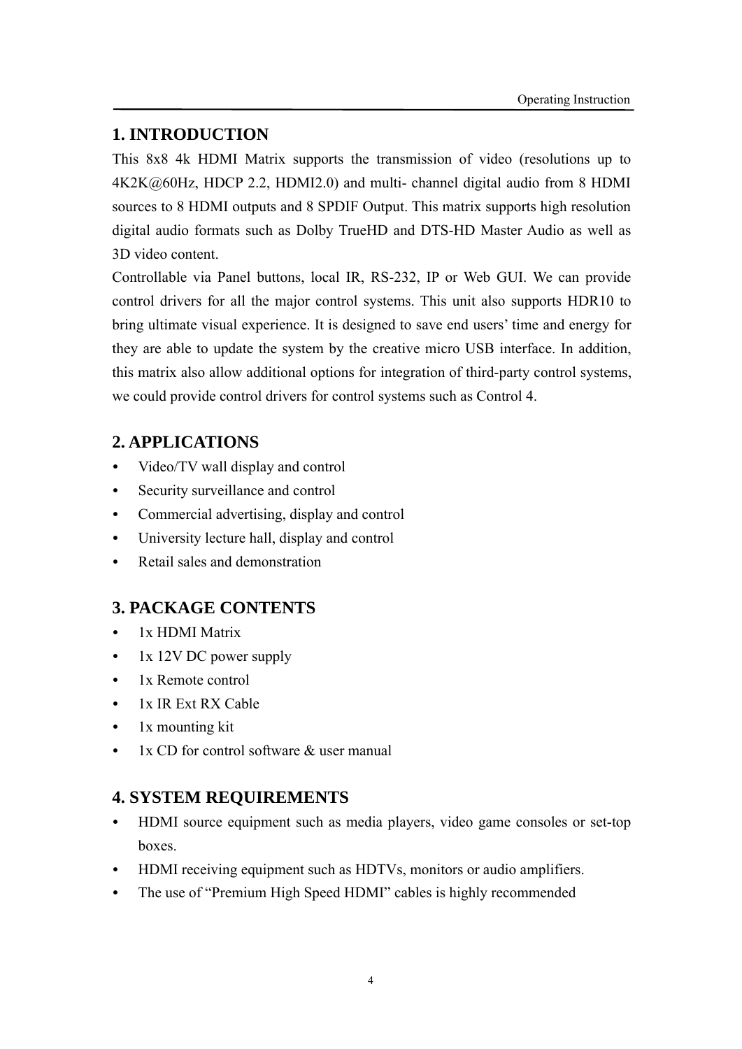## 1. INTRODUCTION

This 8x8 4k HDMI Matrix supports the transmission of video (resolutions up to 4K2K@60Hz, HDCP 2.2, HDMI2.0) and multi- channel digital audio from 8 HDMI sources to 8 HDMI outputs and 8 SPDIF Output. This matrix supports high resolution digital audio formats such as Dolby TrueHD and DTS-HD Master Audio as well as 3D video content.

Controllable via Panel buttons, local IR, RS-232, IP or Web GUI. We can provide control drivers for all the major control systems. This unit also supports HDR10 to bring ultimate visual experience. It is designed to save end users' time and energy for they are able to update the system by the creative micro USB interface. In addition, this matrix also allow additional options for integration of third-party control systems, we could provide control drivers for control systems such as Control 4.

## 2. APPLICATIONS

- Video/TV wall display and control
- Security surveillance and control
- Commercial advertising, display and control
- University lecture hall, display and control
- Retail sales and demonstration

## 3. PACKAGE CONTENTS

- 1x HDMI Matrix
- 1x 12V DC power supply
- 1x Remote control
- 1x IR Ext RX Cable
- 1x mounting kit
- 1x CD for control software & user manual

## 4. SYSTEM REQUIREMENTS

- HDMI source equipment such as media players, video game consoles or set-top boxes.
- HDMI receiving equipment such as HDTVs, monitors or audio amplifiers.
- The use of "Premium High Speed HDMI" cables is highly recommended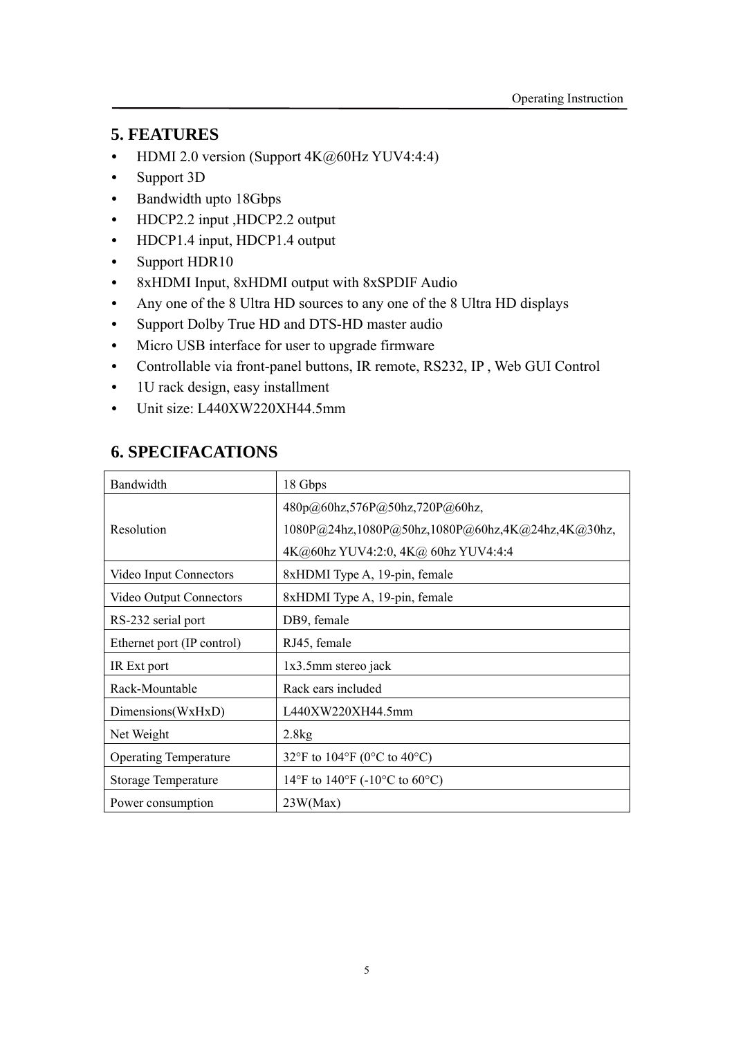## 5. FEATURES

- HDMI 2.0 version (Support 4K@60Hz YUV4:4:4)
- Support 3D
- Bandwidth upto 18Gbps
- HDCP2.2 input ,HDCP2.2 output
- HDCP1.4 input, HDCP1.4 output
- Support HDR10
- 8xHDMI Input, 8xHDMI output with 8xSPDIF Audio
- Any one of the 8 Ultra HD sources to any one of the 8 Ultra HD displays
- Support Dolby True HD and DTS-HD master audio
- Micro USB interface for user to upgrade firmware
- Controllable via front-panel buttons, IR remote, RS232, IP , Web GUI Control
- 1U rack design, easy installment
- Unit size: L440XW220XH44.5mm

## 6. SPECIFACATIONS

| | |
|---|---|
| Bandwidth | 18 Gbps |
| Resolution | 480p@60hz,576P@50hz,720P@60hz, 1080P@24hz,1080P@50hz,1080P@60hz,4K@24hz,4K@30hz, 4K@60hz YUV4:2:0, 4K@ 60hz YUV4:4:4 |
| Video Input Connectors | 8xHDMI Type A, 19-pin, female |
| Video Output Connectors | 8xHDMI Type A, 19-pin, female |
| RS-232 serial port | DB9, female |
| Ethernet port (IP control) | RJ45, female |
| IR Ext port | 1x3.5mm stereo jack |
| Rack-Mountable | Rack ears included |
| Dimensions(WxHxD) | L440XW220XH44.5mm |
| Net Weight | 2.8kg |
| Operating Temperature | 32°F to 104°F (0°C to 40°C) |
| Storage Temperature | 14°F to 140°F (-10°C to 60°C) |
| Power consumption | 23W(Max) |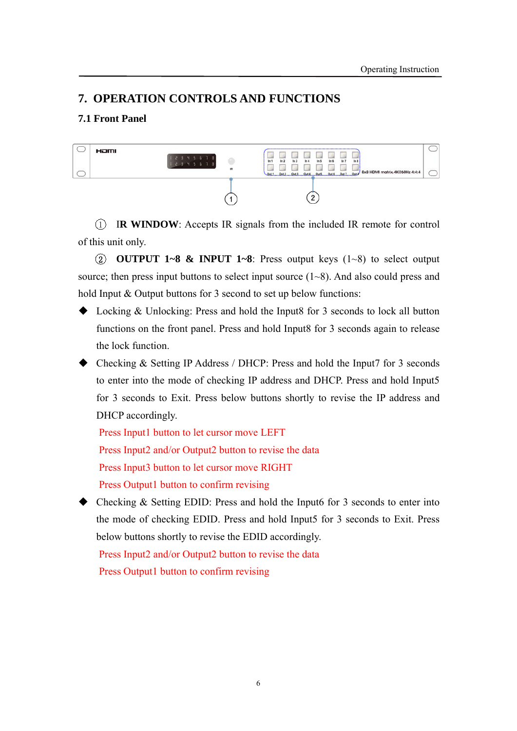# 7. OPERATION CONTROLS AND FUNCTIONS

## 7.1 Front Panel

① **IR WINDOW**: Accepts IR signals from the included IR remote for control of this unit only.

② **OUTPUT 1~8 & INPUT 1~8**: Press output keys (1~8) to select output source; then press input buttons to select input source (1~8). And also could press and hold Input & Output buttons for 3 second to set up below functions:

- Locking & Unlocking: Press and hold the Input8 for 3 seconds to lock all button functions on the front panel. Press and hold Input8 for 3 seconds again to release the lock function.
- Checking & Setting IP Address / DHCP: Press and hold the Input7 for 3 seconds to enter into the mode of checking IP address and DHCP. Press and hold Input5 for 3 seconds to Exit. Press below buttons shortly to revise the IP address and DHCP accordingly.

  Press Input1 button to let cursor move LEFT

  Press Input2 and/or Output2 button to revise the data

  Press Input3 button to let cursor move RIGHT

  Press Output1 button to confirm revising

- Checking & Setting EDID: Press and hold the Input6 for 3 seconds to enter into the mode of checking EDID. Press and hold Input5 for 3 seconds to Exit. Press below buttons shortly to revise the EDID accordingly.

  Press Input2 and/or Output2 button to revise the data

  Press Output1 button to confirm revising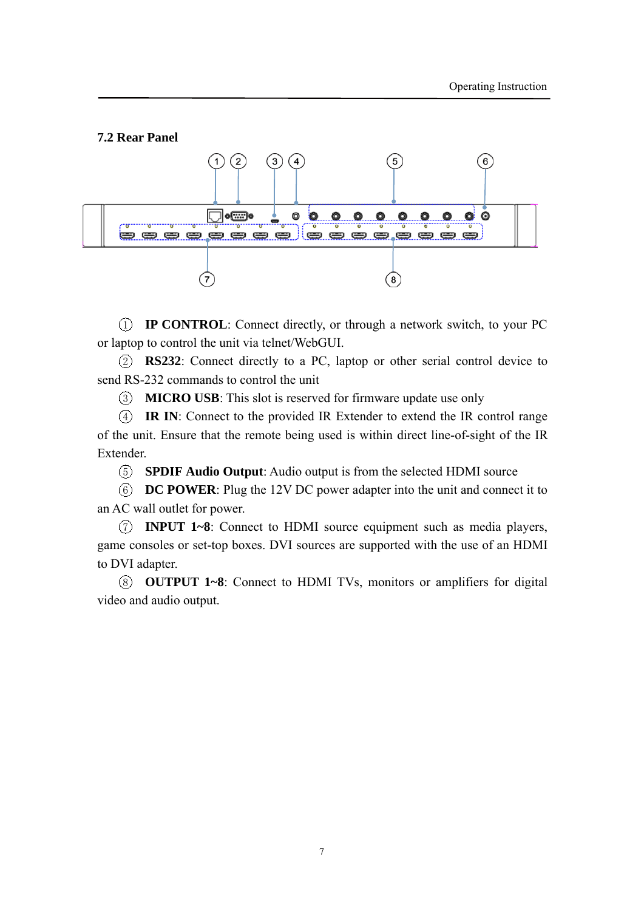## 7.2 Rear Panel

① **IP CONTROL**: Connect directly, or through a network switch, to your PC or laptop to control the unit via telnet/WebGUI.

② **RS232**: Connect directly to a PC, laptop or other serial control device to send RS-232 commands to control the unit

③ **MICRO USB**: This slot is reserved for firmware update use only

④ **IR IN**: Connect to the provided IR Extender to extend the IR control range of the unit. Ensure that the remote being used is within direct line-of-sight of the IR Extender.

⑤ **SPDIF Audio Output**: Audio output is from the selected HDMI source

⑥ **DC POWER**: Plug the 12V DC power adapter into the unit and connect it to an AC wall outlet for power.

⑦ **INPUT 1~8**: Connect to HDMI source equipment such as media players, game consoles or set-top boxes. DVI sources are supported with the use of an HDMI to DVI adapter.

⑧ **OUTPUT 1~8**: Connect to HDMI TVs, monitors or amplifiers for digital video and audio output.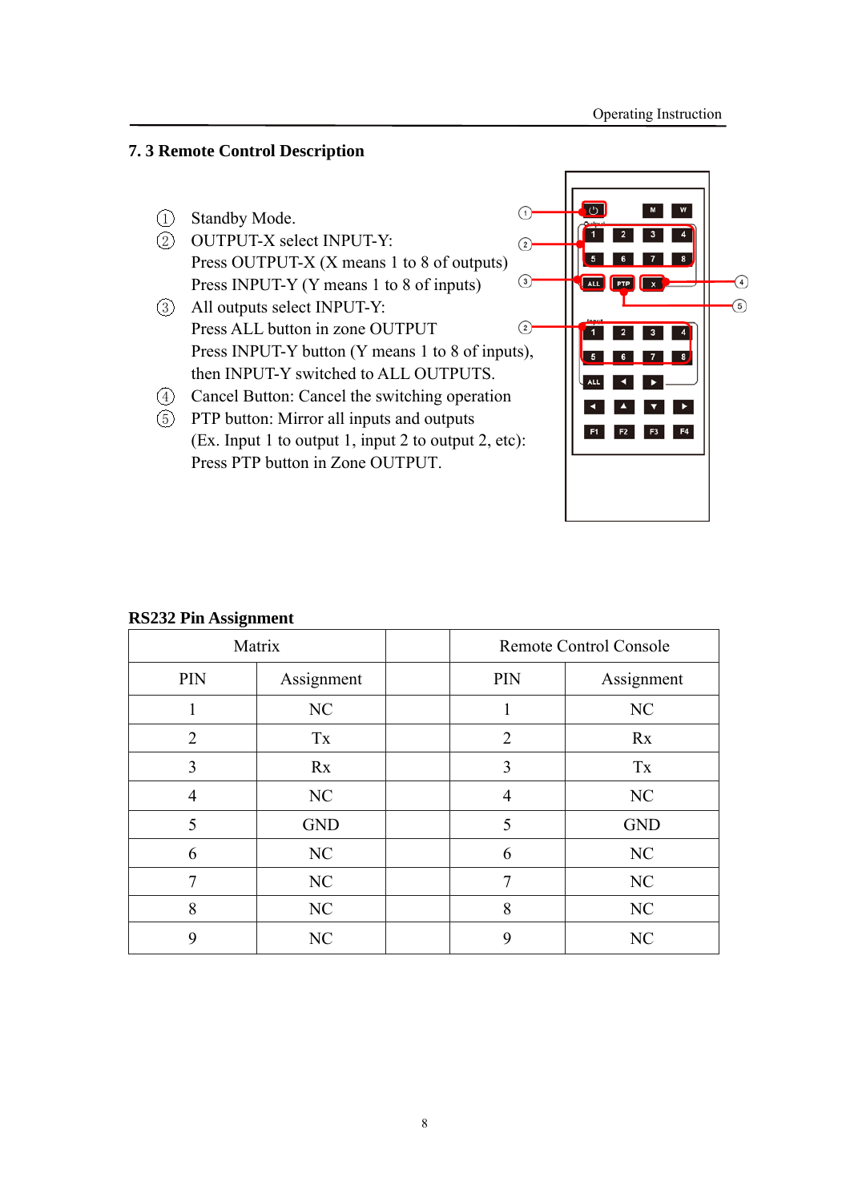## 7. 3 Remote Control Description

① Standby Mode.

② OUTPUT-X select INPUT-Y:
Press OUTPUT-X (X means 1 to 8 of outputs)
Press INPUT-Y (Y means 1 to 8 of inputs)

③ All outputs select INPUT-Y:
Press ALL button in zone OUTPUT
Press INPUT-Y button (Y means 1 to 8 of inputs), then INPUT-Y switched to ALL OUTPUTS.

④ Cancel Button: Cancel the switching operation

⑤ PTP button: Mirror all inputs and outputs
(Ex. Input 1 to output 1, input 2 to output 2, etc):
Press PTP button in Zone OUTPUT.

**RS232 Pin Assignment**

| Matrix | | | Remote Control Console | |
|---|---|---|---|---|
| PIN | Assignment | | PIN | Assignment |
| 1 | NC | | 1 | NC |
| 2 | Tx | | 2 | Rx |
| 3 | Rx | | 3 | Tx |
| 4 | NC | | 4 | NC |
| 5 | GND | | 5 | GND |
| 6 | NC | | 6 | NC |
| 7 | NC | | 7 | NC |
| 8 | NC | | 8 | NC |
| 9 | NC | | 9 | NC |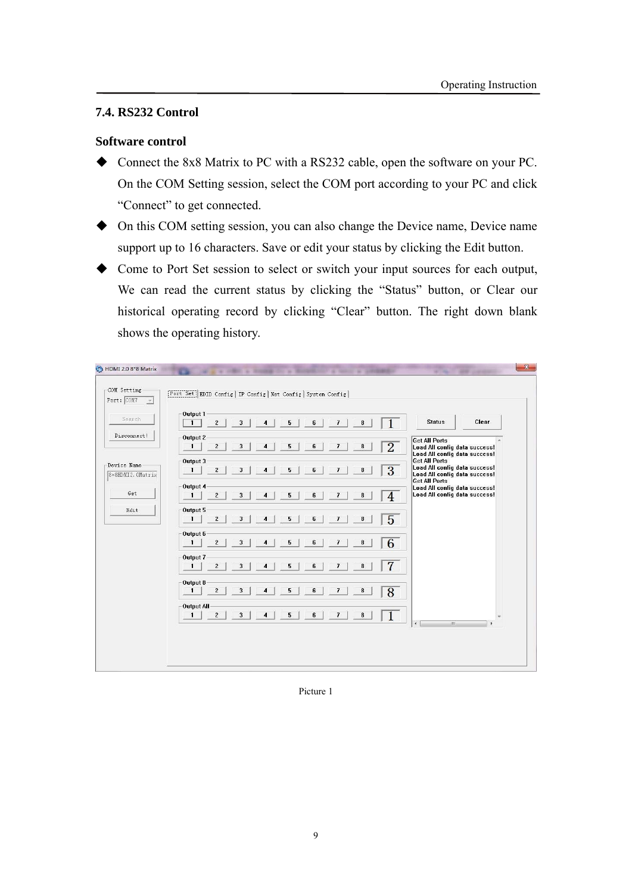## 7.4. RS232 Control

**Software control**

- Connect the 8x8 Matrix to PC with a RS232 cable, open the software on your PC. On the COM Setting session, select the COM port according to your PC and click “Connect” to get connected.
- On this COM setting session, you can also change the Device name, Device name support up to 16 characters. Save or edit your status by clicking the Edit button.
- Come to Port Set session to select or switch your input sources for each output, We can read the current status by clicking the “Status” button, or Clear our historical operating record by clicking “Clear” button. The right down blank shows the operating history.

Picture 1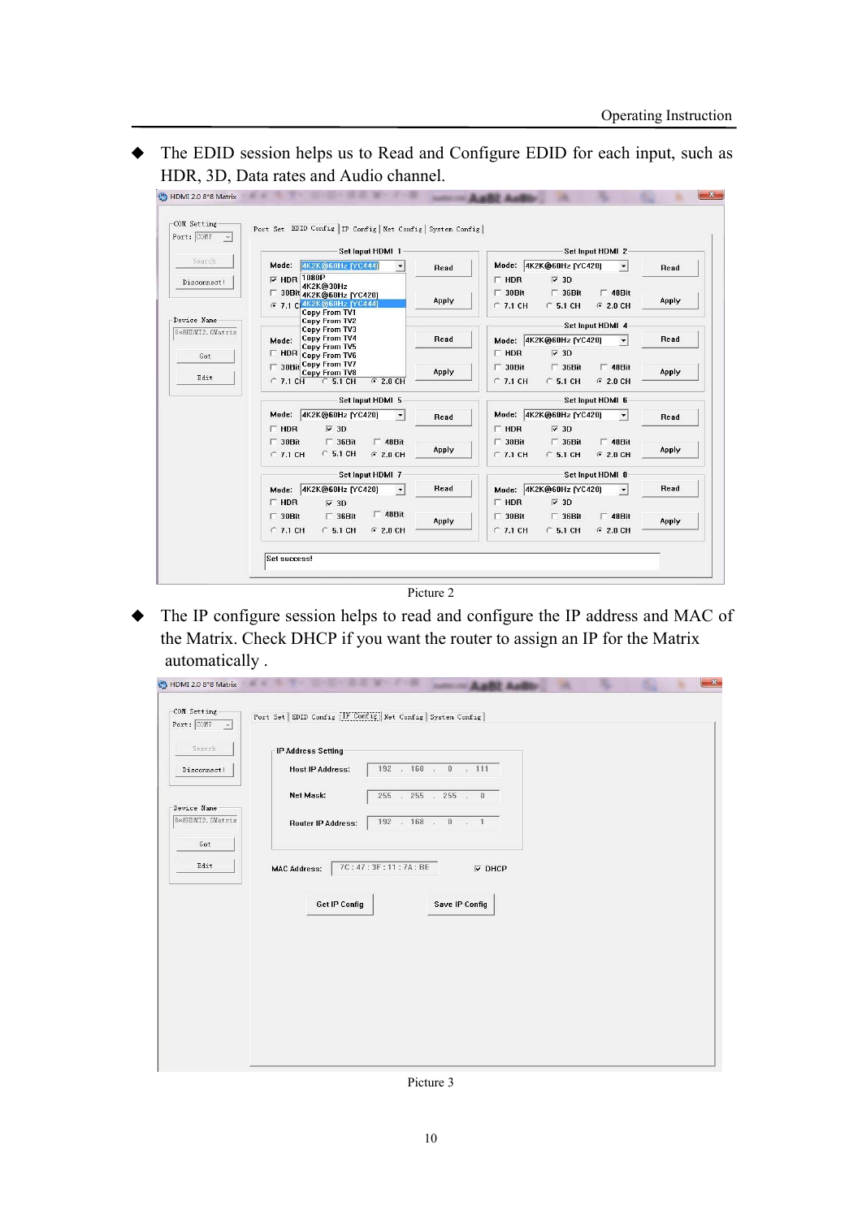- The EDID session helps us to Read and Configure EDID for each input, such as HDR, 3D, Data rates and Audio channel.

Picture 2

- The IP configure session helps to read and configure the IP address and MAC of the Matrix. Check DHCP if you want the router to assign an IP for the Matrix automatically .

Picture 3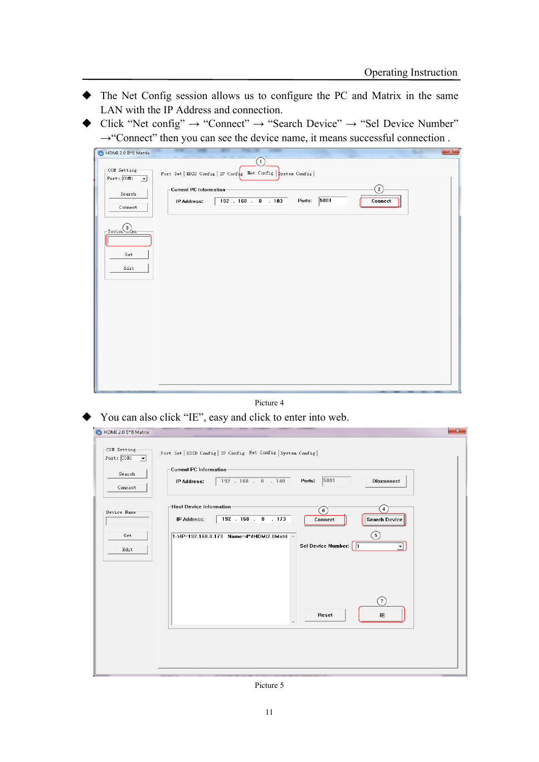- The Net Config session allows us to configure the PC and Matrix in the same LAN with the IP Address and connection.
- Click “Net config” → “Connect” → “Search Device” → “Sel Device Number” →“Connect” then you can see the device name, it means successful connection .

Picture 4

- You can also click “IE”, easy and click to enter into web.

Picture 5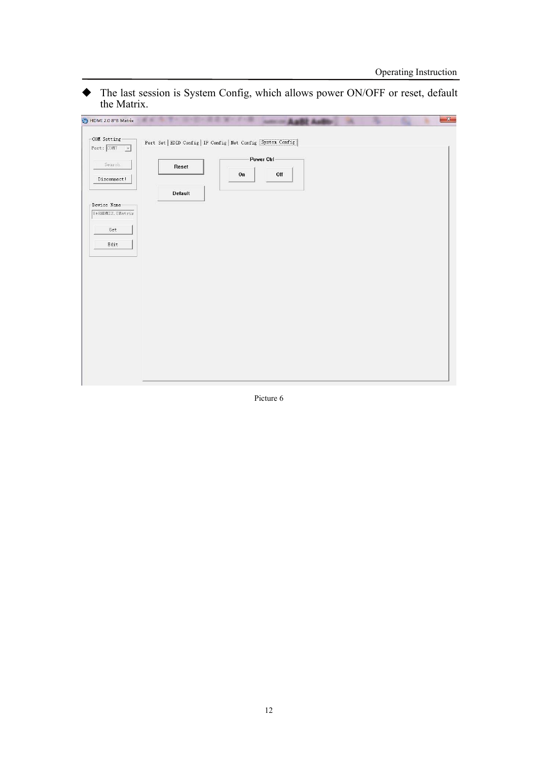- The last session is System Config, which allows power ON/OFF or reset, default the Matrix.

Picture 6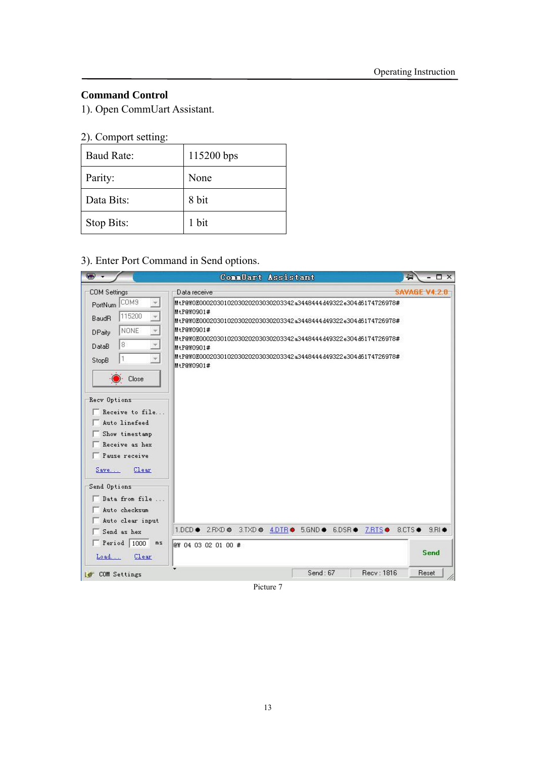## Command Control

1). Open CommUart Assistant.

2). Comport setting:

| Baud Rate: | 115200 bps |
|---|---|
| Parity: | None |
| Data Bits: | 8 bit |
| Stop Bits: | 1 bit |

3). Enter Port Command in Send options.

Picture 7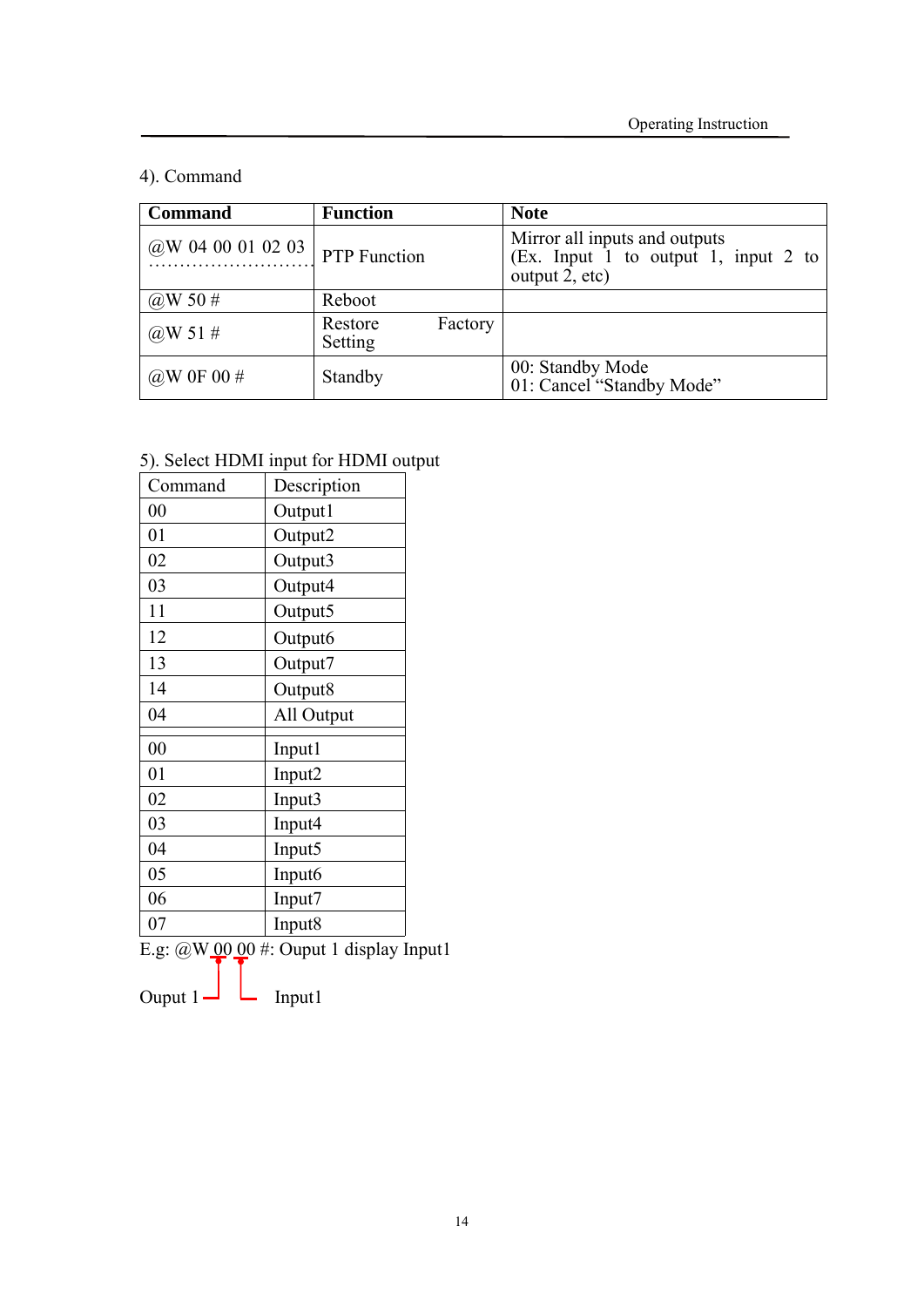4). Command

| **Command** | **Function** | **Note** |
|---|---|---|
| @W 04 00 01 02 03 ………………………… | PTP Function | Mirror all inputs and outputs (Ex. Input 1 to output 1, input 2 to output 2, etc) |
| @W 50 # | Reboot | |
| @W 51 # | Restore Factory Setting | |
| @W 0F 00 # | Standby | 00: Standby Mode<br>01: Cancel "Standby Mode" |

5). Select HDMI input for HDMI output

| Command | Description |
|---|---|
| 00 | Output1 |
| 01 | Output2 |
| 02 | Output3 |
| 03 | Output4 |
| 11 | Output5 |
| 12 | Output6 |
| 13 | Output7 |
| 14 | Output8 |
| 04 | All Output |
| | |
| 00 | Input1 |
| 01 | Input2 |
| 02 | Input3 |
| 03 | Input4 |
| 04 | Input5 |
| 05 | Input6 |
| 06 | Input7 |
| 07 | Input8 |

E.g: @W 00 00 #: Ouput 1 display Input1

Ouput 1 Input1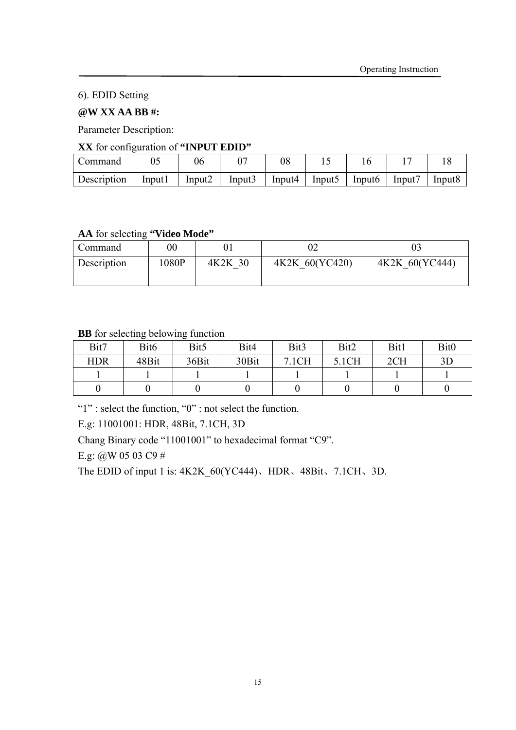6). EDID Setting

**@W XX AA BB #:**

Parameter Description:

**XX** for configuration of **"INPUT EDID"**

| Command | 05 | 06 | 07 | 08 | 15 | 16 | 17 | 18 |
|---|---|---|---|---|---|---|---|---|
| Description | Input1 | Input2 | Input3 | Input4 | Input5 | Input6 | Input7 | Input8 |

**AA** for selecting **"Video Mode"**

| Command | 00 | 01 | 02 | 03 |
|---|---|---|---|---|
| Description | 1080P | 4K2K_30 | 4K2K_60(YC420) | 4K2K_60(YC444) |

**BB** for selecting belowing function

| Bit7 | Bit6 | Bit5 | Bit4 | Bit3 | Bit2 | Bit1 | Bit0 |
|---|---|---|---|---|---|---|---|
| HDR | 48Bit | 36Bit | 30Bit | 7.1CH | 5.1CH | 2CH | 3D |
| 1 | 1 | 1 | 1 | 1 | 1 | 1 | 1 |
| 0 | 0 | 0 | 0 | 0 | 0 | 0 | 0 |

"1" : select the function, "0" : not select the function.

E.g: 11001001: HDR, 48Bit, 7.1CH, 3D

Chang Binary code "11001001" to hexadecimal format "C9".

E.g: @W 05 03 C9 #

The EDID of input 1 is: 4K2K_60(YC444)、HDR、48Bit、7.1CH、3D.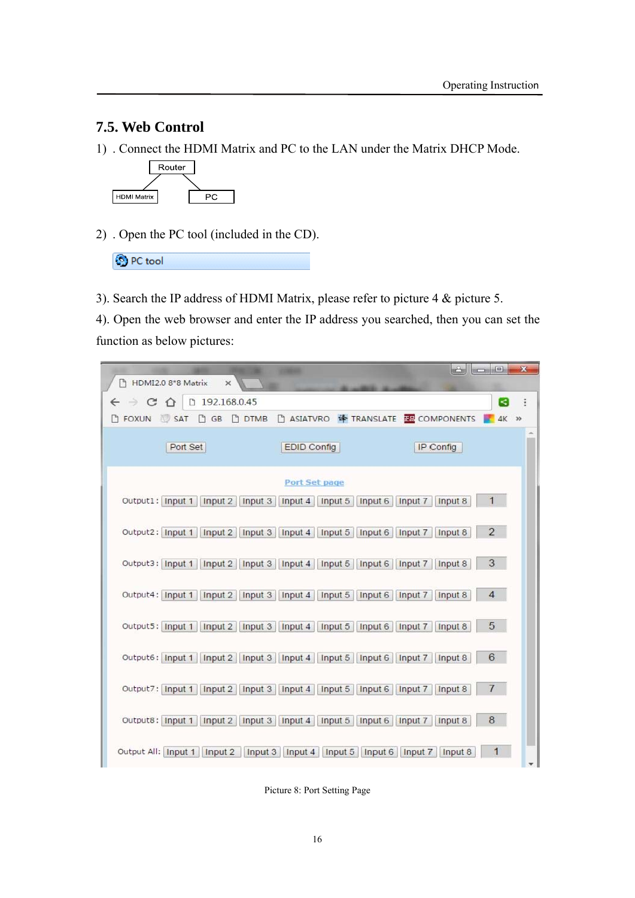## 7.5. Web Control

1) . Connect the HDMI Matrix and PC to the LAN under the Matrix DHCP Mode.

Router

HDMI Matrix　　PC

2) . Open the PC tool (included in the CD).

PC tool

3). Search the IP address of HDMI Matrix, please refer to picture 4 & picture 5.

4). Open the web browser and enter the IP address you searched, then you can set the function as below pictures:

Picture 8: Port Setting Page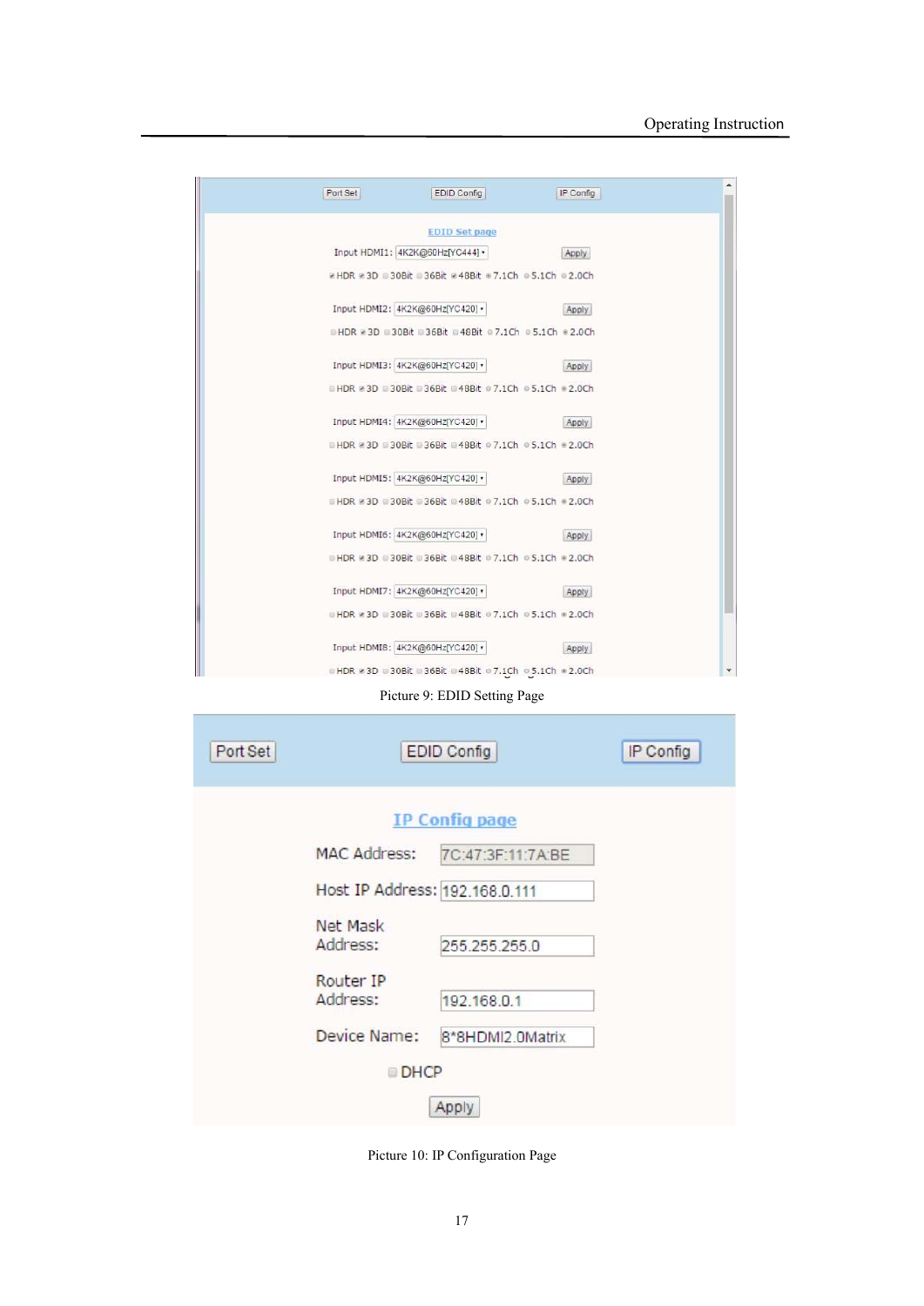Port Set | EDID Config | IP Config

**EDID Set page**

Input HDMI1: 4K2K@60Hz[YC444] Apply

HDR 3D 30Bit 36Bit 48Bit 7.1Ch 5.1Ch 2.0Ch

Input HDMI2: 4K2K@60Hz[YC420] Apply

HDR 3D 30Bit 36Bit 48Bit 7.1Ch 5.1Ch 2.0Ch

Input HDMI3: 4K2K@60Hz[YC420] Apply

HDR 3D 30Bit 36Bit 48Bit 7.1Ch 5.1Ch 2.0Ch

Input HDMI4: 4K2K@60Hz[YC420] Apply

HDR 3D 30Bit 36Bit 48Bit 7.1Ch 5.1Ch 2.0Ch

Input HDMI5: 4K2K@60Hz[YC420] Apply

HDR 3D 30Bit 36Bit 48Bit 7.1Ch 5.1Ch 2.0Ch

Input HDMI6: 4K2K@60Hz[YC420] Apply

HDR 3D 30Bit 36Bit 48Bit 7.1Ch 5.1Ch 2.0Ch

Input HDMI7: 4K2K@60Hz[YC420] Apply

HDR 3D 30Bit 36Bit 48Bit 7.1Ch 5.1Ch 2.0Ch

Input HDMI8: 4K2K@60Hz[YC420] Apply

HDR 3D 30Bit 36Bit 48Bit 7.1Ch 5.1Ch 2.0Ch

Picture 9: EDID Setting Page

Port Set | EDID Config | IP Config

**IP Config page**

MAC Address: 7C:47:3F:11:7A:BE

Host IP Address: 192.168.0.111

Net Mask Address: 255.255.255.0

Router IP Address: 192.168.0.1

Device Name: 8*8HDMI2.0Matrix

DHCP

Apply

Picture 10: IP Configuration Page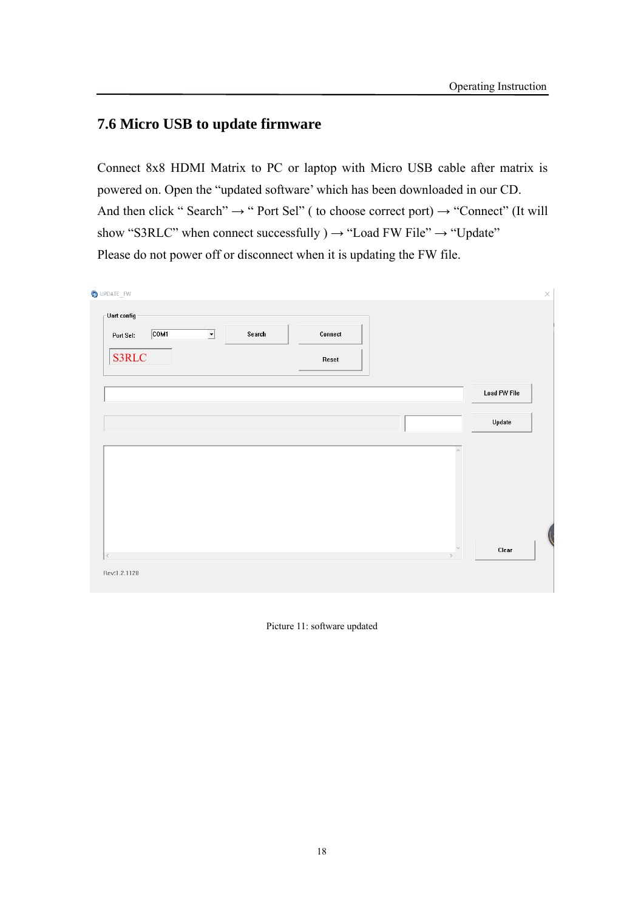## 7.6 Micro USB to update firmware

Connect 8x8 HDMI Matrix to PC or laptop with Micro USB cable after matrix is powered on. Open the “updated software’ which has been downloaded in our CD. And then click “ Search” → “ Port Sel” ( to choose correct port) → “Connect” (It will show “S3RLC” when connect successfully ) → “Load FW File” → “Update”
Please do not power off or disconnect when it is updating the FW file.

Picture 11: software updated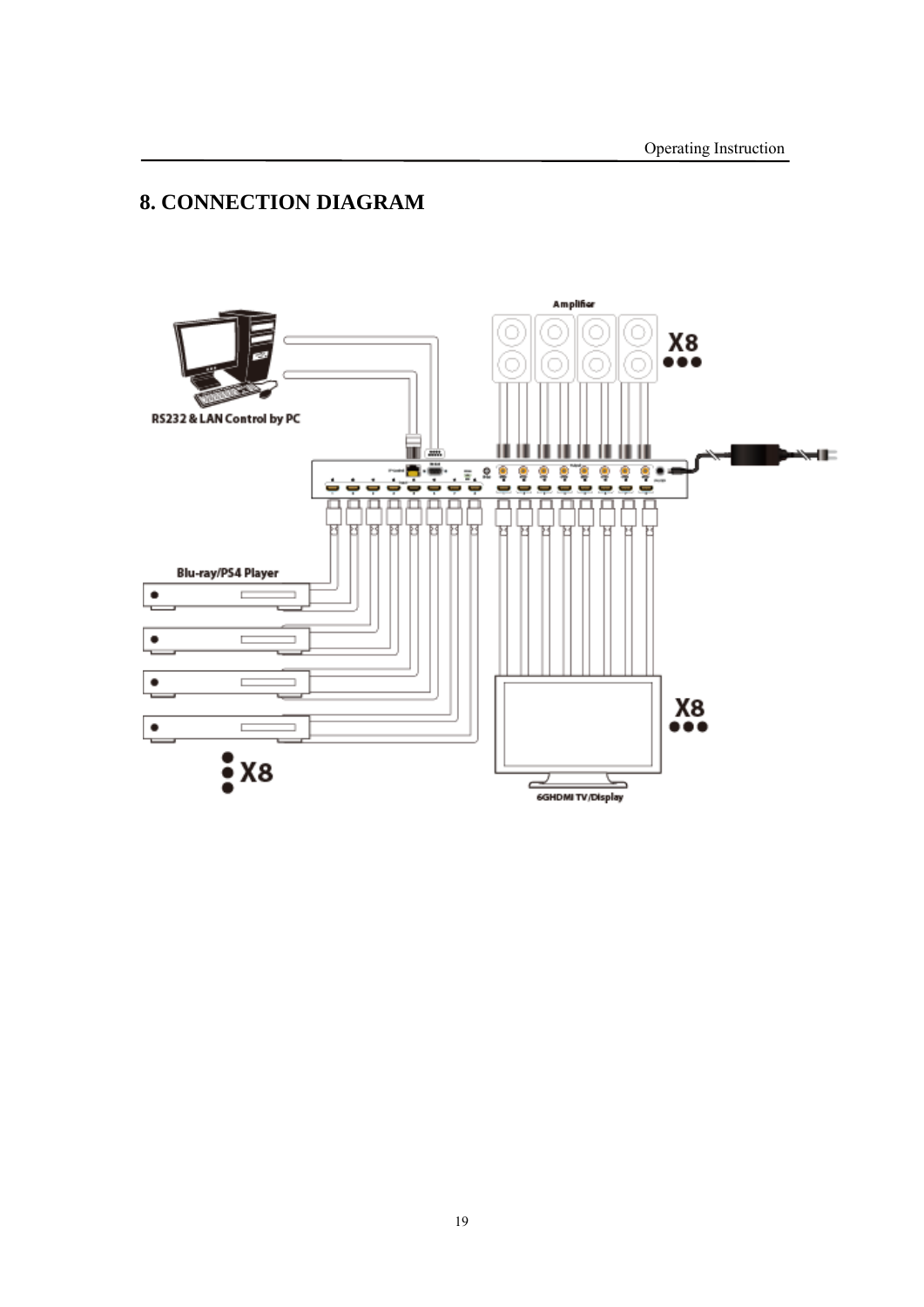# 8. CONNECTION DIAGRAM

Amplifier

X8

RS232 & LAN Control by PC

Blu-ray/PS4 Player

X8

X8

6GHDMI TV/Display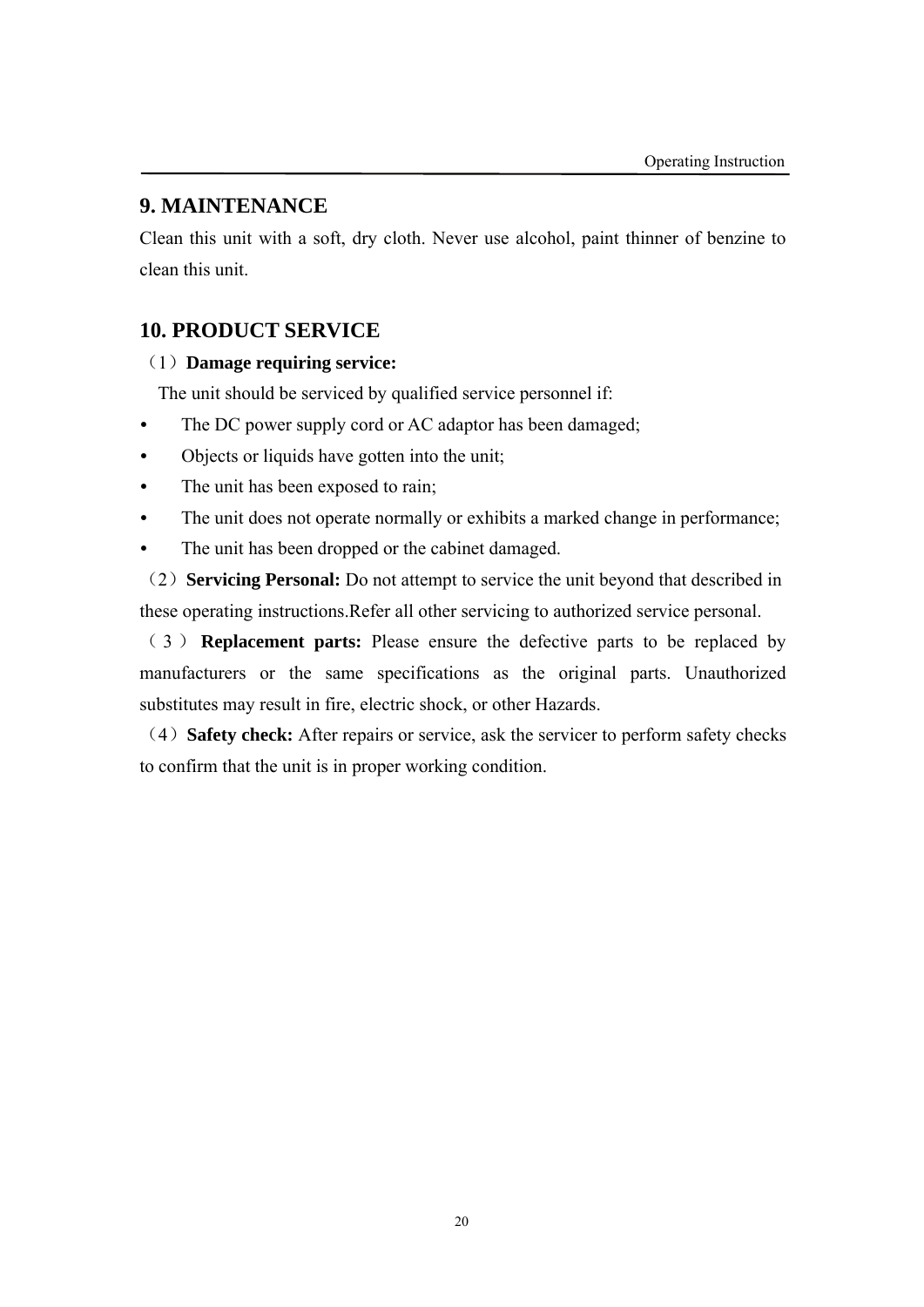## 9. MAINTENANCE

Clean this unit with a soft, dry cloth. Never use alcohol, paint thinner of benzine to clean this unit.

## 10. PRODUCT SERVICE

（1）**Damage requiring service:**

The unit should be serviced by qualified service personnel if:

- The DC power supply cord or AC adaptor has been damaged;
- Objects or liquids have gotten into the unit;
- The unit has been exposed to rain;
- The unit does not operate normally or exhibits a marked change in performance;
- The unit has been dropped or the cabinet damaged.

（2）**Servicing Personal:** Do not attempt to service the unit beyond that described in these operating instructions.Refer all other servicing to authorized service personal.

（3）**Replacement parts:** Please ensure the defective parts to be replaced by manufacturers or the same specifications as the original parts. Unauthorized substitutes may result in fire, electric shock, or other Hazards.

（4）**Safety check:** After repairs or service, ask the servicer to perform safety checks to confirm that the unit is in proper working condition.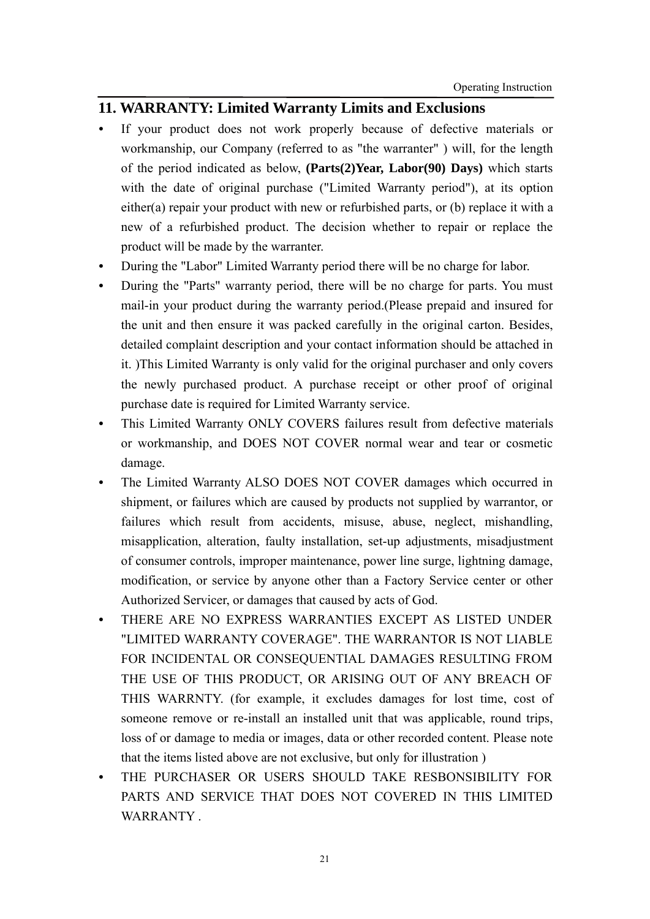## 11. WARRANTY: Limited Warranty Limits and Exclusions

- If your product does not work properly because of defective materials or workmanship, our Company (referred to as "the warranter" ) will, for the length of the period indicated as below, **(Parts(2)Year, Labor(90) Days)** which starts with the date of original purchase ("Limited Warranty period"), at its option either(a) repair your product with new or refurbished parts, or (b) replace it with a new of a refurbished product. The decision whether to repair or replace the product will be made by the warranter.
- During the "Labor" Limited Warranty period there will be no charge for labor.
- During the "Parts" warranty period, there will be no charge for parts. You must mail-in your product during the warranty period.(Please prepaid and insured for the unit and then ensure it was packed carefully in the original carton. Besides, detailed complaint description and your contact information should be attached in it. )This Limited Warranty is only valid for the original purchaser and only covers the newly purchased product. A purchase receipt or other proof of original purchase date is required for Limited Warranty service.
- This Limited Warranty ONLY COVERS failures result from defective materials or workmanship, and DOES NOT COVER normal wear and tear or cosmetic damage.
- The Limited Warranty ALSO DOES NOT COVER damages which occurred in shipment, or failures which are caused by products not supplied by warrantor, or failures which result from accidents, misuse, abuse, neglect, mishandling, misapplication, alteration, faulty installation, set-up adjustments, misadjustment of consumer controls, improper maintenance, power line surge, lightning damage, modification, or service by anyone other than a Factory Service center or other Authorized Servicer, or damages that caused by acts of God.
- THERE ARE NO EXPRESS WARRANTIES EXCEPT AS LISTED UNDER "LIMITED WARRANTY COVERAGE". THE WARRANTOR IS NOT LIABLE FOR INCIDENTAL OR CONSEQUENTIAL DAMAGES RESULTING FROM THE USE OF THIS PRODUCT, OR ARISING OUT OF ANY BREACH OF THIS WARRNTY. (for example, it excludes damages for lost time, cost of someone remove or re-install an installed unit that was applicable, round trips, loss of or damage to media or images, data or other recorded content. Please note that the items listed above are not exclusive, but only for illustration )
- THE PURCHASER OR USERS SHOULD TAKE RESBONSIBILITY FOR PARTS AND SERVICE THAT DOES NOT COVERED IN THIS LIMITED WARRANTY .